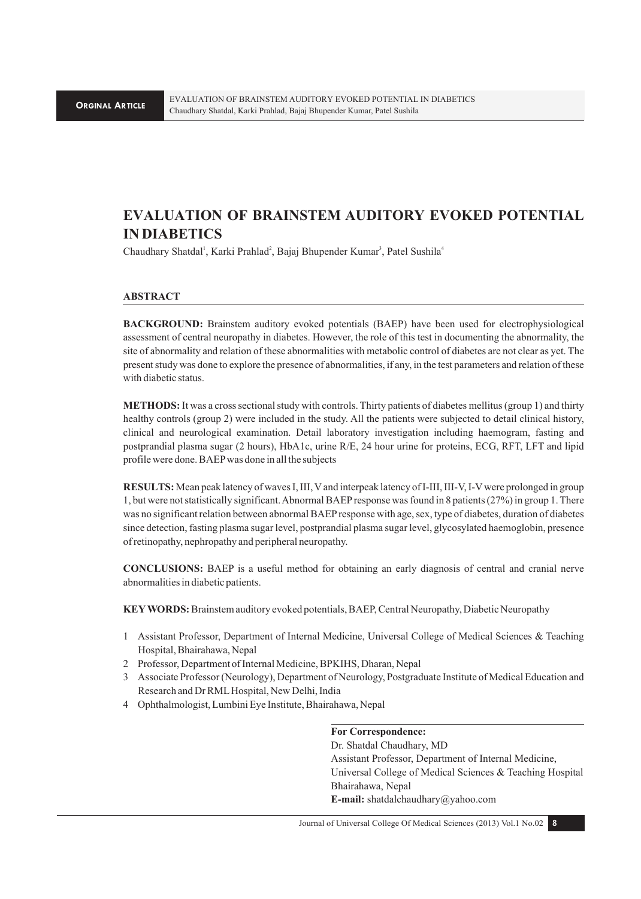# EVALUATION OF BRAINSTEM AUDITORY EVOKED POTENTIAL IN DIABETICS

Chaudhary Shatdal[1], Karki Prahlad[2], Bajaj Bhupender Kumar[3], Patel Sushila[4]

## ABSTRACT

**BACKGROUND:** Brainstem auditory evoked potentials (BAEP) have been used for electrophysiological assessment of central neuropathy in diabetes. However, the role of this test in documenting the abnormality, the site of abnormality and relation of these abnormalities with metabolic control of diabetes are not clear as yet. The present study was done to explore the presence of abnormalities, if any, in the test parameters and relation of these with diabetic status.

**METHODS:** It was a cross sectional study with controls. Thirty patients of diabetes mellitus (group 1) and thirty healthy controls (group 2) were included in the study. All the patients were subjected to detail clinical history, clinical and neurological examination. Detail laboratory investigation including haemogram, fasting and postprandial plasma sugar (2 hours), HbA1c, urine R/E, 24 hour urine for proteins, ECG, RFT, LFT and lipid profile were done. BAEP was done in all the subjects

**RESULTS:** Mean peak latency of waves I, III, V and interpeak latency of I-III, III-V, I-V were prolonged in group 1, but were not statistically significant. Abnormal BAEP response was found in 8 patients (27%) in group 1. There was no significant relation between abnormal BAEP response with age, sex, type of diabetes, duration of diabetes since detection, fasting plasma sugar level, postprandial plasma sugar level, glycosylated haemoglobin, presence of retinopathy, nephropathy and peripheral neuropathy.

**CONCLUSIONS:** BAEP is a useful method for obtaining an early diagnosis of central and cranial nerve abnormalities in diabetic patients.

**KEY WORDS:** Brainstem auditory evoked potentials, BAEP, Central Neuropathy, Diabetic Neuropathy

1. Assistant Professor, Department of Internal Medicine, Universal College of Medical Sciences & Teaching Hospital, Bhairahawa, Nepal
2. Professor, Department of Internal Medicine, BPKIHS, Dharan, Nepal
3. Associate Professor (Neurology), Department of Neurology, Postgraduate Institute of Medical Education and Research and Dr RML Hospital, New Delhi, India
4. Ophthalmologist, Lumbini Eye Institute, Bhairahawa, Nepal

**For Correspondence:**
Dr. Shatdal Chaudhary, MD
Assistant Professor, Department of Internal Medicine,
Universal College of Medical Sciences & Teaching Hospital
Bhairahawa, Nepal
**E-mail:** shatdalchaudhary@yahoo.com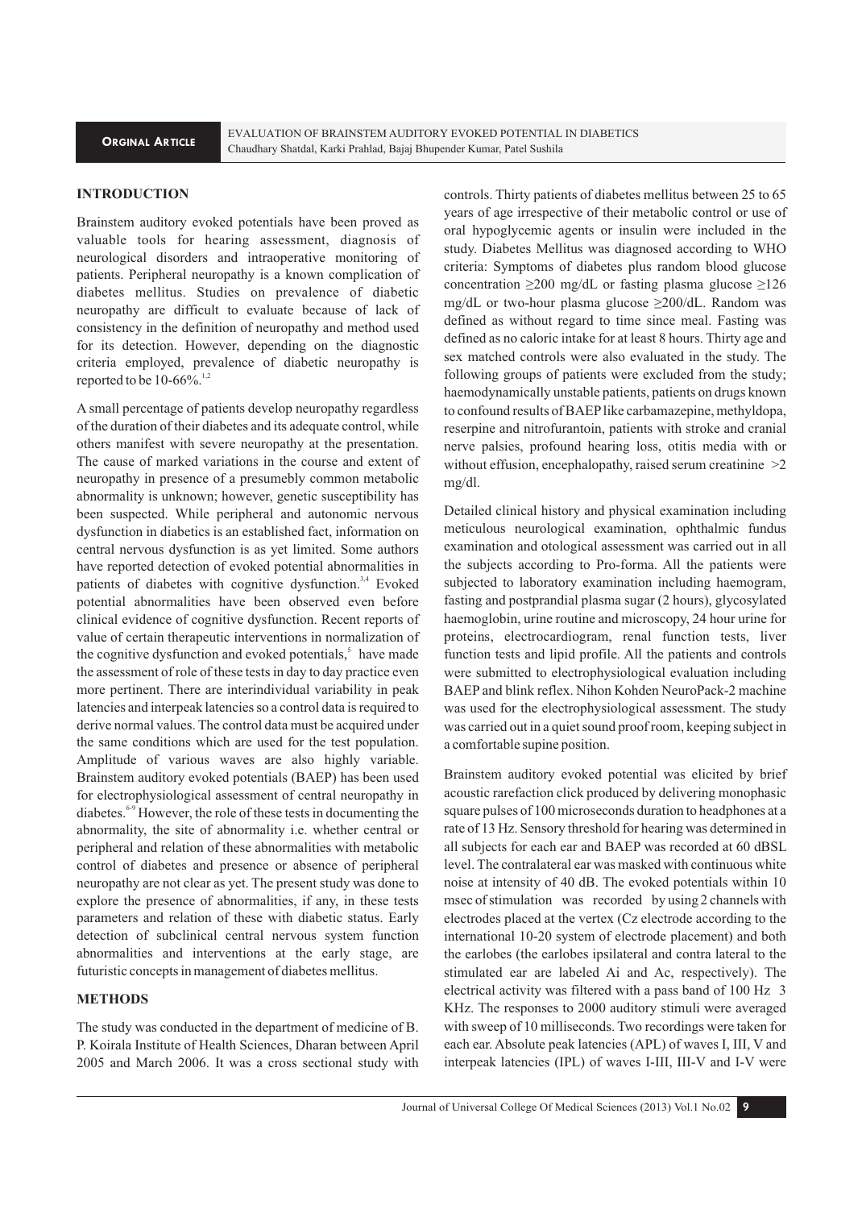## INTRODUCTION

Brainstem auditory evoked potentials have been proved as valuable tools for hearing assessment, diagnosis of neurological disorders and intraoperative monitoring of patients. Peripheral neuropathy is a known complication of diabetes mellitus. Studies on prevalence of diabetic neuropathy are difficult to evaluate because of lack of consistency in the definition of neuropathy and method used for its detection. However, depending on the diagnostic criteria employed, prevalence of diabetic neuropathy is reported to be 10-66%.[1,2]

A small percentage of patients develop neuropathy regardless of the duration of their diabetes and its adequate control, while others manifest with severe neuropathy at the presentation. The cause of marked variations in the course and extent of neuropathy in presence of a presumebly common metabolic abnormality is unknown; however, genetic susceptibility has been suspected. While peripheral and autonomic nervous dysfunction in diabetics is an established fact, information on central nervous dysfunction is as yet limited. Some authors have reported detection of evoked potential abnormalities in patients of diabetes with cognitive dysfunction.[3,4] Evoked potential abnormalities have been observed even before clinical evidence of cognitive dysfunction. Recent reports of value of certain therapeutic interventions in normalization of the cognitive dysfunction and evoked potentials,[5] have made the assessment of role of these tests in day to day practice even more pertinent. There are interindividual variability in peak latencies and interpeak latencies so a control data is required to derive normal values. The control data must be acquired under the same conditions which are used for the test population. Amplitude of various waves are also highly variable. Brainstem auditory evoked potentials (BAEP) has been used for electrophysiological assessment of central neuropathy in diabetes.[6-9] However, the role of these tests in documenting the abnormality, the site of abnormality i.e. whether central or peripheral and relation of these abnormalities with metabolic control of diabetes and presence or absence of peripheral neuropathy are not clear as yet. The present study was done to explore the presence of abnormalities, if any, in these tests parameters and relation of these with diabetic status. Early detection of subclinical central nervous system function abnormalities and interventions at the early stage, are futuristic concepts in management of diabetes mellitus.

## METHODS

The study was conducted in the department of medicine of B. P. Koirala Institute of Health Sciences, Dharan between April 2005 and March 2006. It was a cross sectional study with controls. Thirty patients of diabetes mellitus between 25 to 65 years of age irrespective of their metabolic control or use of oral hypoglycemic agents or insulin were included in the study. Diabetes Mellitus was diagnosed according to WHO criteria: Symptoms of diabetes plus random blood glucose concentration ≥200 mg/dL or fasting plasma glucose ≥126 mg/dL or two-hour plasma glucose ≥200/dL. Random was defined as without regard to time since meal. Fasting was defined as no caloric intake for at least 8 hours. Thirty age and sex matched controls were also evaluated in the study. The following groups of patients were excluded from the study; haemodynamically unstable patients, patients on drugs known to confound results of BAEP like carbamazepine, methyldopa, reserpine and nitrofurantoin, patients with stroke and cranial nerve palsies, profound hearing loss, otitis media with or without effusion, encephalopathy, raised serum creatinine >2 mg/dl.

Detailed clinical history and physical examination including meticulous neurological examination, ophthalmic fundus examination and otological assessment was carried out in all the subjects according to Pro-forma. All the patients were subjected to laboratory examination including haemogram, fasting and postprandial plasma sugar (2 hours), glycosylated haemoglobin, urine routine and microscopy, 24 hour urine for proteins, electrocardiogram, renal function tests, liver function tests and lipid profile. All the patients and controls were submitted to electrophysiological evaluation including BAEP and blink reflex. Nihon Kohden NeuroPack-2 machine was used for the electrophysiological assessment. The study was carried out in a quiet sound proof room, keeping subject in a comfortable supine position.

Brainstem auditory evoked potential was elicited by brief acoustic rarefaction click produced by delivering monophasic square pulses of 100 microseconds duration to headphones at a rate of 13 Hz. Sensory threshold for hearing was determined in all subjects for each ear and BAEP was recorded at 60 dBSL level. The contralateral ear was masked with continuous white noise at intensity of 40 dB. The evoked potentials within 10 msec of stimulation was recorded by using 2 channels with electrodes placed at the vertex (Cz electrode according to the international 10-20 system of electrode placement) and both the earlobes (the earlobes ipsilateral and contra lateral to the stimulated ear are labeled Ai and Ac, respectively). The electrical activity was filtered with a pass band of 100 Hz 3 KHz. The responses to 2000 auditory stimuli were averaged with sweep of 10 milliseconds. Two recordings were taken for each ear. Absolute peak latencies (APL) of waves I, III, V and interpeak latencies (IPL) of waves I-III, III-V and I-V were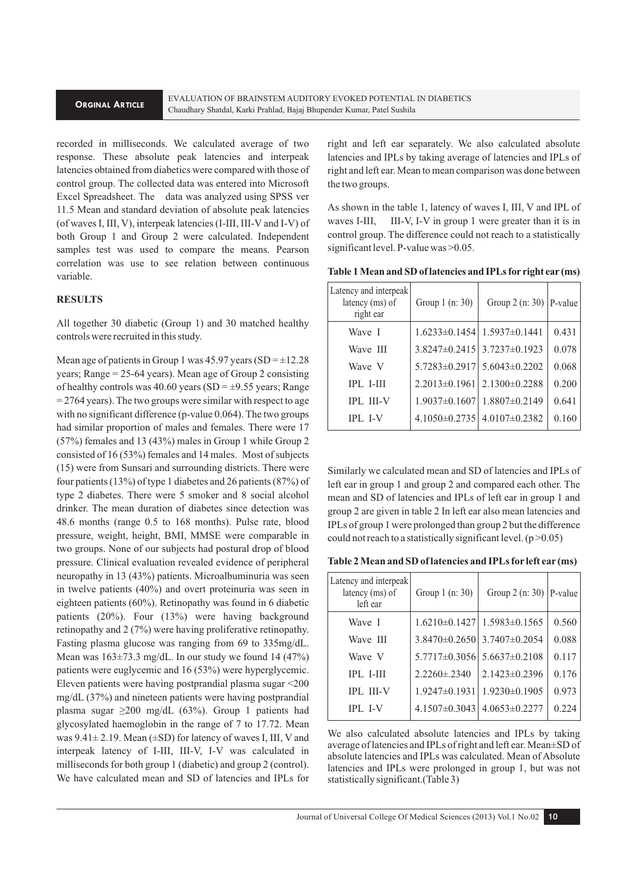recorded in milliseconds. We calculated average of two response. These absolute peak latencies and interpeak latencies obtained from diabetics were compared with those of control group. The collected data was entered into Microsoft Excel Spreadsheet. The data was analyzed using SPSS ver 11.5 Mean and standard deviation of absolute peak latencies (of waves I, III, V), interpeak latencies (I-III, III-V and I-V) of both Group 1 and Group 2 were calculated. Independent samples test was used to compare the means. Pearson correlation was use to see relation between continuous variable.

## RESULTS

All together 30 diabetic (Group 1) and 30 matched healthy controls were recruited in this study.

Mean age of patients in Group 1 was 45.97 years (SD = ±12.28 years; Range = 25-64 years). Mean age of Group 2 consisting of healthy controls was 40.60 years (SD = ±9.55 years; Range = 2764 years). The two groups were similar with respect to age with no significant difference (p-value 0.064). The two groups had similar proportion of males and females. There were 17 (57%) females and 13 (43%) males in Group 1 while Group 2 consisted of 16 (53%) females and 14 males. Most of subjects (15) were from Sunsari and surrounding districts. There were four patients (13%) of type 1 diabetes and 26 patients (87%) of type 2 diabetes. There were 5 smoker and 8 social alcohol drinker. The mean duration of diabetes since detection was 48.6 months (range 0.5 to 168 months). Pulse rate, blood pressure, weight, height, BMI, MMSE were comparable in two groups. None of our subjects had postural drop of blood pressure. Clinical evaluation revealed evidence of peripheral neuropathy in 13 (43%) patients. Microalbuminuria was seen in twelve patients (40%) and overt proteinuria was seen in eighteen patients (60%). Retinopathy was found in 6 diabetic patients (20%). Four (13%) were having background retinopathy and 2 (7%) were having proliferative retinopathy. Fasting plasma glucose was ranging from 69 to 335mg/dL. Mean was 163±73.3 mg/dL. In our study we found 14 (47%) patients were euglycemic and 16 (53%) were hyperglycemic. Eleven patients were having postprandial plasma sugar <200 mg/dL (37%) and nineteen patients were having postprandial plasma sugar ≥200 mg/dL (63%). Group 1 patients had glycosylated haemoglobin in the range of 7 to 17.72. Mean was 9.41± 2.19. Mean (±SD) for latency of waves I, III, V and interpeak latency of I-III, III-V, I-V was calculated in milliseconds for both group 1 (diabetic) and group 2 (control). We have calculated mean and SD of latencies and IPLs for right and left ear separately. We also calculated absolute latencies and IPLs by taking average of latencies and IPLs of right and left ear. Mean to mean comparison was done between the two groups.

As shown in the table 1, latency of waves I, III, V and IPL of waves I-III, III-V, I-V in group 1 were greater than it is in control group. The difference could not reach to a statistically significant level. P-value was >0.05.

**Table 1 Mean and SD of latencies and IPLs for right ear (ms)**

| Latency and interpeak latency (ms) of right ear | Group 1 (n: 30) | Group 2 (n: 30) | P-value |
|---|---|---|---|
| Wave I | 1.6233±0.1454 | 1.5937±0.1441 | 0.431 |
| Wave III | 3.8247±0.2415 | 3.7237±0.1923 | 0.078 |
| Wave V | 5.7283±0.2917 | 5.6043±0.2202 | 0.068 |
| IPL I-III | 2.2013±0.1961 | 2.1300±0.2288 | 0.200 |
| IPL III-V | 1.9037±0.1607 | 1.8807±0.2149 | 0.641 |
| IPL I-V | 4.1050±0.2735 | 4.0107±0.2382 | 0.160 |

Similarly we calculated mean and SD of latencies and IPLs of left ear in group 1 and group 2 and compared each other. The mean and SD of latencies and IPLs of left ear in group 1 and group 2 are given in table 2 In left ear also mean latencies and IPLs of group 1 were prolonged than group 2 but the difference could not reach to a statistically significant level. (p >0.05)

**Table 2 Mean and SD of latencies and IPLs for left ear (ms)**

| Latency and interpeak latency (ms) of left ear | Group 1 (n: 30) | Group 2 (n: 30) | P-value |
|---|---|---|---|
| Wave I | 1.6210±0.1427 | 1.5983±0.1565 | 0.560 |
| Wave III | 3.8470±0.2650 | 3.7407±0.2054 | 0.088 |
| Wave V | 5.7717±0.3056 | 5.6637±0.2108 | 0.117 |
| IPL I-III | 2.2260±.2340 | 2.1423±0.2396 | 0.176 |
| IPL III-V | 1.9247±0.1931 | 1.9230±0.1905 | 0.973 |
| IPL I-V | 4.1507±0.3043 | 4.0653±0.2277 | 0.224 |

We also calculated absolute latencies and IPLs by taking average of latencies and IPLs of right and left ear. Mean±SD of absolute latencies and IPLs was calculated. Mean of Absolute latencies and IPLs were prolonged in group 1, but was not statistically significant.(Table 3)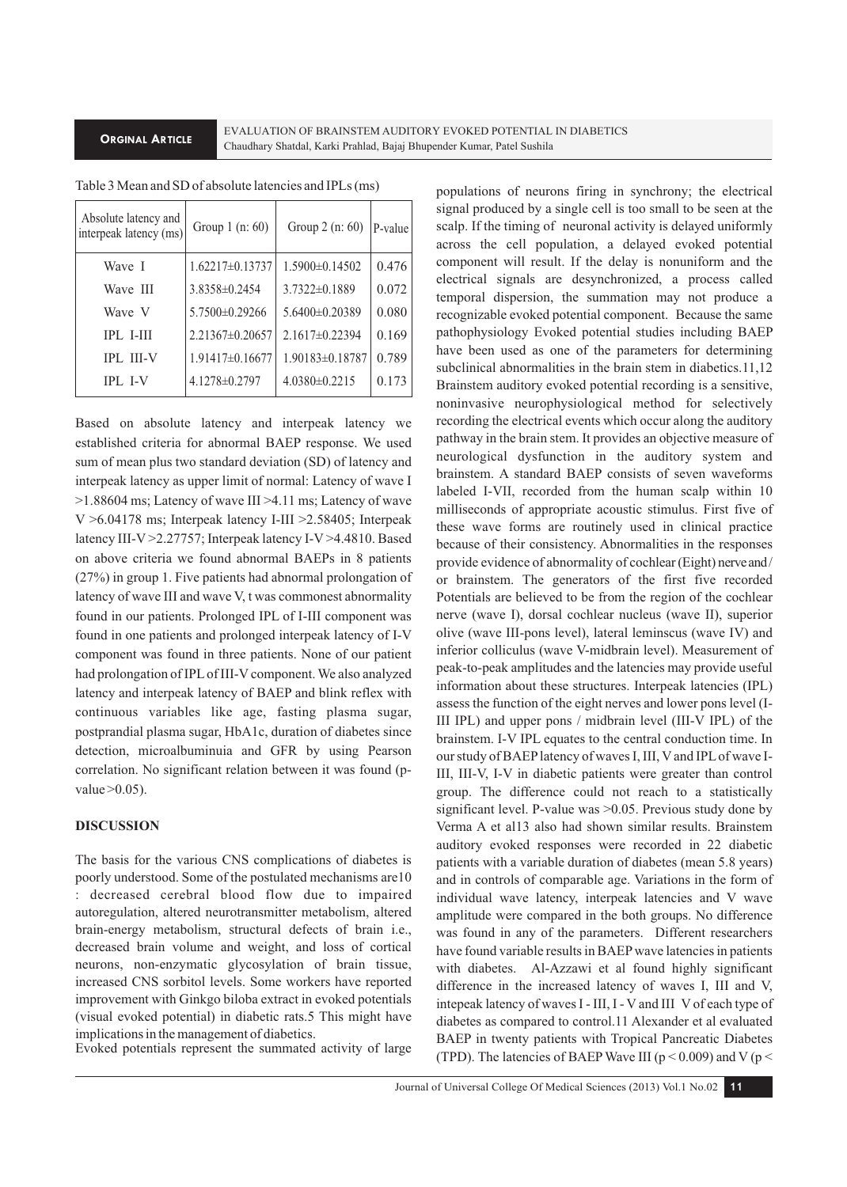Table 3 Mean and SD of absolute latencies and IPLs (ms)

| Absolute latency and interpeak latency (ms) | Group 1 (n: 60) | Group 2 (n: 60) | P-value |
|---|---|---|---|
| Wave I | 1.62217±0.13737 | 1.5900±0.14502 | 0.476 |
| Wave III | 3.8358±0.2454 | 3.7322±0.1889 | 0.072 |
| Wave V | 5.7500±0.29266 | 5.6400±0.20389 | 0.080 |
| IPL I-III | 2.21367±0.20657 | 2.1617±0.22394 | 0.169 |
| IPL III-V | 1.91417±0.16677 | 1.90183±0.18787 | 0.789 |
| IPL I-V | 4.1278±0.2797 | 4.0380±0.2215 | 0.173 |

Based on absolute latency and interpeak latency we established criteria for abnormal BAEP response. We used sum of mean plus two standard deviation (SD) of latency and interpeak latency as upper limit of normal: Latency of wave I >1.88604 ms; Latency of wave III >4.11 ms; Latency of wave V >6.04178 ms; Interpeak latency I-III >2.58405; Interpeak latency III-V >2.27757; Interpeak latency I-V >4.4810. Based on above criteria we found abnormal BAEPs in 8 patients (27%) in group 1. Five patients had abnormal prolongation of latency of wave III and wave V, t was commonest abnormality found in our patients. Prolonged IPL of I-III component was found in one patients and prolonged interpeak latency of I-V component was found in three patients. None of our patient had prolongation of IPL of III-V component. We also analyzed latency and interpeak latency of BAEP and blink reflex with continuous variables like age, fasting plasma sugar, postprandial plasma sugar, HbA1c, duration of diabetes since detection, microalbuminuia and GFR by using Pearson correlation. No significant relation between it was found (p-value >0.05).

## DISCUSSION

The basis for the various CNS complications of diabetes is poorly understood. Some of the postulated mechanisms are[10] : decreased cerebral blood flow due to impaired autoregulation, altered neurotransmitter metabolism, altered brain-energy metabolism, structural defects of brain i.e., decreased brain volume and weight, and loss of cortical neurons, non-enzymatic glycosylation of brain tissue, increased CNS sorbitol levels. Some workers have reported improvement with Ginkgo biloba extract in evoked potentials (visual evoked potential) in diabetic rats.[5] This might have implications in the management of diabetics.

Evoked potentials represent the summated activity of large populations of neurons firing in synchrony; the electrical signal produced by a single cell is too small to be seen at the scalp. If the timing of neuronal activity is delayed uniformly across the cell population, a delayed evoked potential component will result. If the delay is nonuniform and the electrical signals are desynchronized, a process called temporal dispersion, the summation may not produce a recognizable evoked potential component. Because the same pathophysiology Evoked potential studies including BAEP have been used as one of the parameters for determining subclinical abnormalities in the brain stem in diabetics.[11,12] Brainstem auditory evoked potential recording is a sensitive, noninvasive neurophysiological method for selectively recording the electrical events which occur along the auditory pathway in the brain stem. It provides an objective measure of neurological dysfunction in the auditory system and brainstem. A standard BAEP consists of seven waveforms labeled I-VII, recorded from the human scalp within 10 milliseconds of appropriate acoustic stimulus. First five of these wave forms are routinely used in clinical practice because of their consistency. Abnormalities in the responses provide evidence of abnormality of cochlear (Eight) nerve and/ or brainstem. The generators of the first five recorded Potentials are believed to be from the region of the cochlear nerve (wave I), dorsal cochlear nucleus (wave II), superior olive (wave III-pons level), lateral leminscus (wave IV) and inferior colliculus (wave V-midbrain level). Measurement of peak-to-peak amplitudes and the latencies may provide useful information about these structures. Interpeak latencies (IPL) assess the function of the eight nerves and lower pons level (I-III IPL) and upper pons / midbrain level (III-V IPL) of the brainstem. I-V IPL equates to the central conduction time. In our study of BAEP latency of waves I, III, V and IPL of wave I-III, III-V, I-V in diabetic patients were greater than control group. The difference could not reach to a statistically significant level. P-value was >0.05. Previous study done by Verma A et al[13] also had shown similar results. Brainstem auditory evoked responses were recorded in 22 diabetic patients with a variable duration of diabetes (mean 5.8 years) and in controls of comparable age. Variations in the form of individual wave latency, interpeak latencies and V wave amplitude were compared in the both groups. No difference was found in any of the parameters. Different researchers have found variable results in BAEP wave latencies in patients with diabetes. Al-Azzawi et al found highly significant difference in the increased latency of waves I, III and V, intepeak latency of waves I - III, I - V and III V of each type of diabetes as compared to control.[11] Alexander et al evaluated BAEP in twenty patients with Tropical Pancreatic Diabetes (TPD). The latencies of BAEP Wave III ($p < 0.009$) and V ($p <$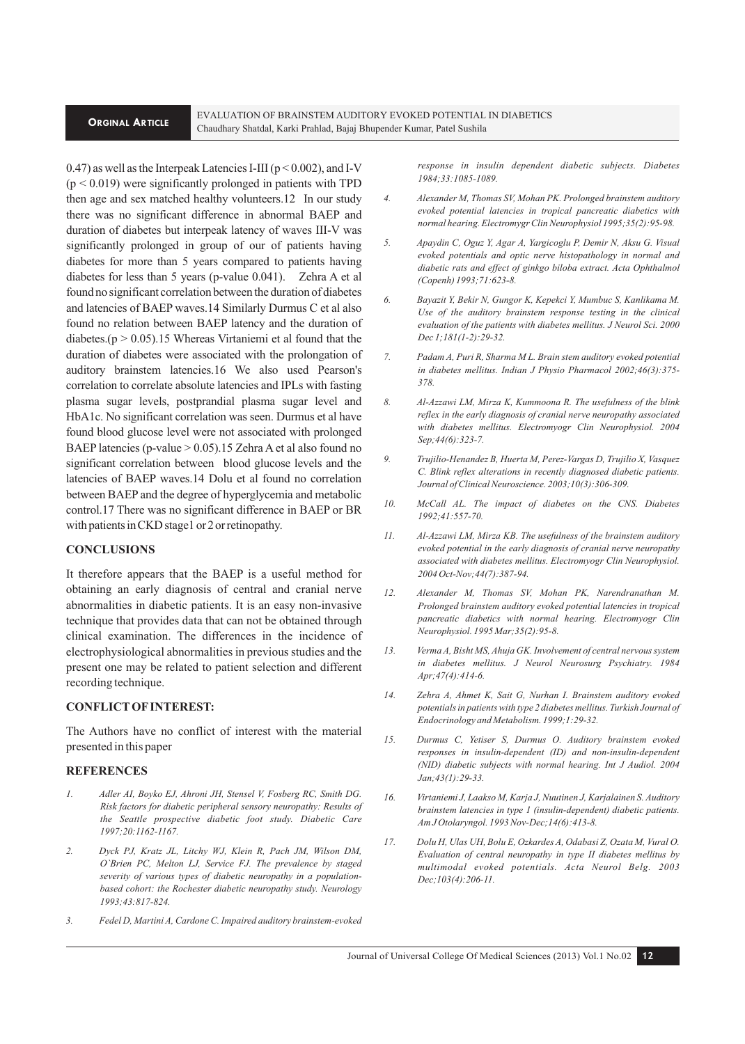0.47) as well as the Interpeak Latencies I-III ($p < 0.002$), and I-V ($p < 0.019$) were significantly prolonged in patients with TPD then age and sex matched healthy volunteers.12 In our study there was no significant difference in abnormal BAEP and duration of diabetes but interpeak latency of waves III-V was significantly prolonged in group of our of patients having diabetes for more than 5 years compared to patients having diabetes for less than 5 years (p-value 0.041). Zehra A et al found no significant correlation between the duration of diabetes and latencies of BAEP waves.14 Similarly Durmus C et al also found no relation between BAEP latency and the duration of diabetes.($p > 0.05$).15 Whereas Virtaniemi et al found that the duration of diabetes were associated with the prolongation of auditory brainstem latencies.16 We also used Pearson's correlation to correlate absolute latencies and IPLs with fasting plasma sugar levels, postprandial plasma sugar level and HbA1c. No significant correlation was seen. Durmus et al have found blood glucose level were not associated with prolonged BAEP latencies (p-value > 0.05).15 Zehra A et al also found no significant correlation between blood glucose levels and the latencies of BAEP waves.14 Dolu et al found no correlation between BAEP and the degree of hyperglycemia and metabolic control.17 There was no significant difference in BAEP or BR with patients in CKD stage1 or 2 or retinopathy.

## CONCLUSIONS

It therefore appears that the BAEP is a useful method for obtaining an early diagnosis of central and cranial nerve abnormalities in diabetic patients. It is an easy non-invasive technique that provides data that can not be obtained through clinical examination. The differences in the incidence of electrophysiological abnormalities in previous studies and the present one may be related to patient selection and different recording technique.

## CONFLICT OF INTEREST:

The Authors have no conflict of interest with the material presented in this paper

## REFERENCES

1. *Adler AI, Boyko EJ, Ahroni JH, Stensel V, Fosberg RC, Smith DG. Risk factors for diabetic peripheral sensory neuropathy: Results of the Seattle prospective diabetic foot study. Diabetic Care 1997;20:1162-1167.*
2. *Dyck PJ, Kratz JL, Litchy WJ, Klein R, Pach JM, Wilson DM, O`Brien PC, Melton LJ, Service FJ. The prevalence by staged severity of various types of diabetic neuropathy in a population-based cohort: the Rochester diabetic neuropathy study. Neurology 1993;43:817-824.*
3. *Fedel D, Martini A, Cardone C. Impaired auditory brainstem-evoked response in insulin dependent diabetic subjects. Diabetes 1984;33:1085-1089.*
4. *Alexander M, Thomas SV, Mohan PK. Prolonged brainstem auditory evoked potential latencies in tropical pancreatic diabetics with normal hearing. Electromygr Clin Neurophysiol 1995;35(2):95-98.*
5. *Apaydin C, Oguz Y, Agar A, Yargicoglu P, Demir N, Aksu G. Visual evoked potentials and optic nerve histopathology in normal and diabetic rats and effect of ginkgo biloba extract. Acta Ophthalmol (Copenh) 1993;71:623-8.*
6. *Bayazit Y, Bekir N, Gungor K, Kepekci Y, Mumbuc S, Kanlikama M. Use of the auditory brainstem response testing in the clinical evaluation of the patients with diabetes mellitus. J Neurol Sci. 2000 Dec 1;181(1-2):29-32.*
7. *Padam A, Puri R, Sharma M L. Brain stem auditory evoked potential in diabetes mellitus. Indian J Physio Pharmacol 2002;46(3):375-378.*
8. *Al-Azzawi LM, Mirza K, Kummoona R. The usefulness of the blink reflex in the early diagnosis of cranial nerve neuropathy associated with diabetes mellitus. Electromyogr Clin Neurophysiol. 2004 Sep;44(6):323-7.*
9. *Trujilio-Henandez B, Huerta M, Perez-Vargas D, Trujilio X, Vasquez C. Blink reflex alterations in recently diagnosed diabetic patients. Journal of Clinical Neuroscience. 2003;10(3):306-309.*
10. *McCall AL. The impact of diabetes on the CNS. Diabetes 1992;41:557-70.*
11. *Al-Azzawi LM, Mirza KB. The usefulness of the brainstem auditory evoked potential in the early diagnosis of cranial nerve neuropathy associated with diabetes mellitus. Electromyogr Clin Neurophysiol. 2004 Oct-Nov;44(7):387-94.*
12. *Alexander M, Thomas SV, Mohan PK, Narendranathan M. Prolonged brainstem auditory evoked potential latencies in tropical pancreatic diabetics with normal hearing. Electromyogr Clin Neurophysiol. 1995 Mar;35(2):95-8.*
13. *Verma A, Bisht MS, Ahuja GK. Involvement of central nervous system in diabetes mellitus. J Neurol Neurosurg Psychiatry. 1984 Apr;47(4):414-6.*
14. *Zehra A, Ahmet K, Sait G, Nurhan I. Brainstem auditory evoked potentials in patients with type 2 diabetes mellitus. Turkish Journal of Endocrinology and Metabolism. 1999;1:29-32.*
15. *Durmus C, Yetiser S, Durmus O. Auditory brainstem evoked responses in insulin-dependent (ID) and non-insulin-dependent (NID) diabetic subjects with normal hearing. Int J Audiol. 2004 Jan;43(1):29-33.*
16. *Virtaniemi J, Laakso M, Karja J, Nuutinen J, Karjalainen S. Auditory brainstem latencies in type 1 (insulin-dependent) diabetic patients. Am J Otolaryngol. 1993 Nov-Dec;14(6):413-8.*
17. *Dolu H, Ulas UH, Bolu E, Ozkardes A, Odabasi Z, Ozata M, Vural O. Evaluation of central neuropathy in type II diabetes mellitus by multimodal evoked potentials. Acta Neurol Belg. 2003 Dec;103(4):206-11.*